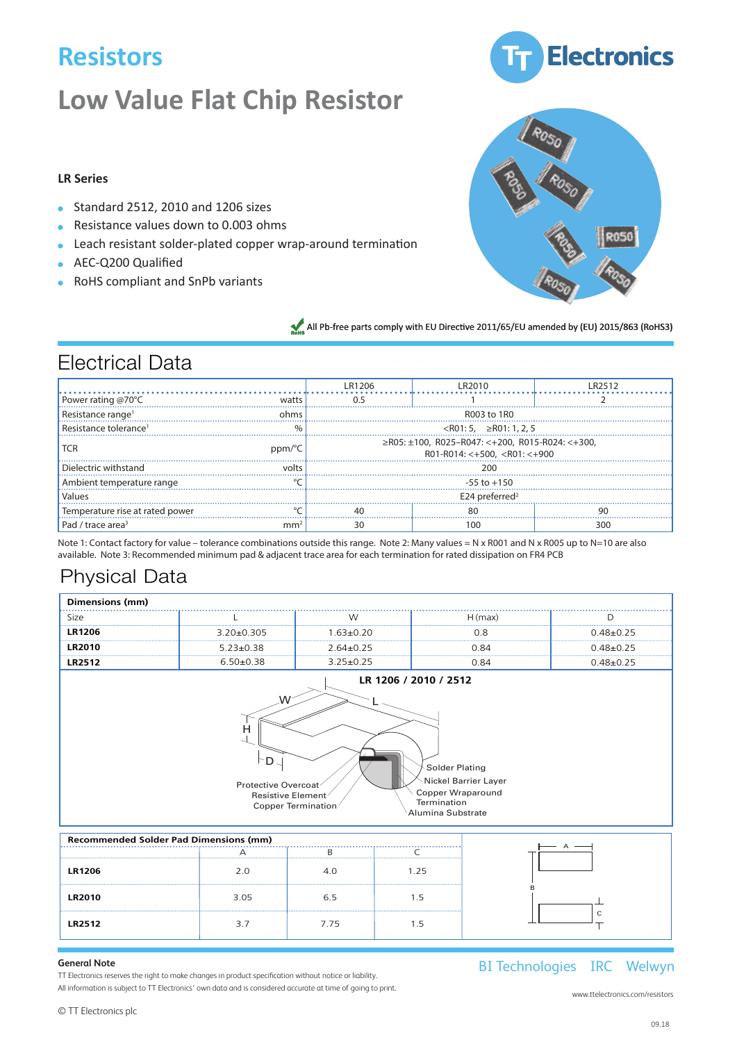# Resistors

# Low Value Flat Chip Resistor

### LR Series

- Standard 2512, 2010 and 1206 sizes
- Resistance values down to 0.003 ohms
- Leach resistant solder-plated copper wrap-around termination
- AEC-Q200 Qualified
- RoHS compliant and SnPb variants

All Pb-free parts comply with EU Directive 2011/65/EU amended by (EU) 2015/863 (RoHS3)

## Electrical Data

| | | LR1206 | LR2010 | LR2512 |
|---|---|---|---|---|
| Power rating @70°C | watts | 0.5 | 1 | 2 |
| Resistance range[1] | ohms | R003 to 1R0 | | |
| Resistance tolerance[1] | % | <R01: 5, ≥R01: 1, 2, 5 | | |
| TCR | ppm/°C | ≥R05: ±100, R025–R047: <+200, R015-R024: <+300, R01-R014: <+500, <R01: <+900 | | |
| Dielectric withstand | volts | 200 | | |
| Ambient temperature range | °C | -55 to +150 | | |
| Values | | E24 preferred[2] | | |
| Temperature rise at rated power | °C | 40 | 80 | 90 |
| Pad / trace area[3] | mm² | 30 | 100 | 300 |

Note 1: Contact factory for value – tolerance combinations outside this range. Note 2: Many values = N x R001 and N x R005 up to N=10 are also available. Note 3: Recommended minimum pad & adjacent trace area for each termination for rated dissipation on FR4 PCB

## Physical Data

| Dimensions (mm) | | | | |
|---|---|---|---|---|
| Size | L | W | H (max) | D |
| **LR1206** | 3.20±0.305 | 1.63±0.20 | 0.8 | 0.48±0.25 |
| **LR2010** | 5.23±0.38 | 2.64±0.25 | 0.84 | 0.48±0.25 |
| **LR2512** | 6.50±0.38 | 3.25±0.25 | 0.84 | 0.48±0.25 |

**LR 1206 / 2010 / 2512**

W, L, H, D

Protective Overcoat
Resistive Element
Copper Termination
Solder Plating
Nickel Barrier Layer
Copper Wraparound Termination
Alumina Substrate

| Recommended Solder Pad Dimensions (mm) | | | |
|---|---|---|---|
| | A | B | C |
| **LR1206** | 2.0 | 4.0 | 1.25 |
| **LR2010** | 3.05 | 6.5 | 1.5 |
| **LR2512** | 3.7 | 7.75 | 1.5 |

**General Note**

TT Electronics reserves the right to make changes in product specification without notice or liability.
All information is subject to TT Electronics' own data and is considered accurate at time of going to print.

© TT Electronics plc

BI Technologies IRC Welwyn

www.ttelectronics.com/resistors

09.18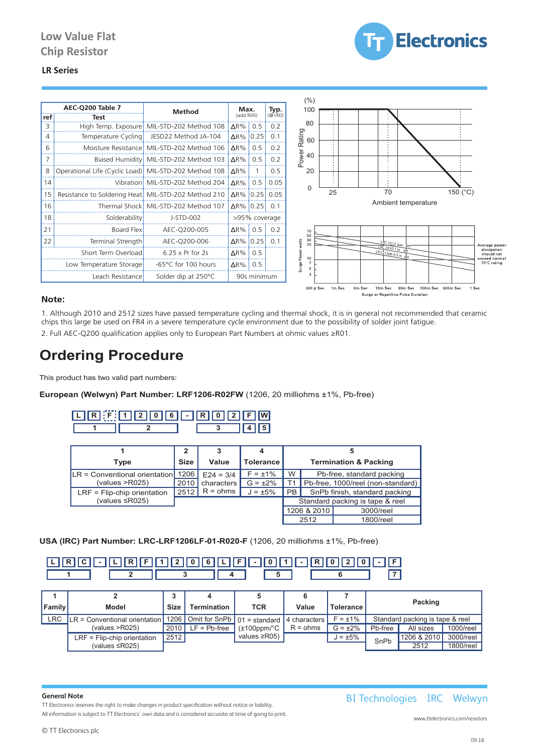## Low Value Flat Chip Resistor

### LR Series

| AEC-Q200 Table 7 ref | Test | Method | Max. (add R05) | | Typ. (@1R0) |
|---|---|---|---|---|---|
| 3 | High Temp. Exposure | MIL-STD-202 Method 108 | ΔR% | 0.5 | 0.2 |
| 4 | Temperature Cycling | JESD22 Method JA-104 | ΔR% | 0.25 | 0.1 |
| 6 | Moisture Resistance | MIL-STD-202 Method 106 | ΔR% | 0.5 | 0.2 |
| 7 | Biased Humidity | MIL-STD-202 Method 103 | ΔR% | 0.5 | 0.2 |
| 8 | Operational Life (Cyclic Load) | MIL-STD-202 Method 108 | ΔR% | 1 | 0.5 |
| 14 | Vibration | MIL-STD-202 Method 204 | ΔR% | 0.5 | 0.05 |
| 15 | Resistance to Soldering Heat | MIL-STD-202 Method 210 | ΔR% | 0.25 | 0.05 |
| 16 | Thermal Shock | MIL-STD-202 Method 107 | ΔR% | 0.25 | 0.1 |
| 18 | Solderability | J-STD-002 | >95% coverage | | |
| 21 | Board Flex | AEC-Q200-005 | ΔR% | 0.5 | 0.2 |
| 22 | Terminal Strength | AEC-Q200-006 | ΔR% | 0.25 | 0.1 |
| | Short Term Overload | 6.25 x Pr for 2s | ΔR% | 0.5 | |
| | Low Temperature Storage | -65°C for 100 hours | ΔR% | 0.5 | |
| | Leach Resistance | Solder dip at 250°C | 90s minimum | | |

**Note:**

1. Although 2010 and 2512 sizes have passed temperature cycling and thermal shock, it is in general not recommended that ceramic chips this large be used on FR4 in a severe temperature cycle environment due to the possibility of solder joint fatigue.
2. Full AEC-Q200 qualification applies only to European Part Numbers at ohmic values ≥R01.

# Ordering Procedure

This product has two valid part numbers:

**European (Welwyn) Part Number: LRF1206-R02FW** (1206, 20 milliohms ±1%, Pb-free)

L R F 1 2 0 6 - R 0 2 F W
(1: LRF, 2: 1206, 3: R02, 4: F, 5: W)

| 1 Type | 2 Size | 3 Value | 4 Tolerance | 5 Termination & Packing | |
|---|---|---|---|---|---|
| LR = Conventional orientation (values >R025) | 1206 | E24 = 3/4 characters | F = ±1% | W | Pb-free, standard packing |
| LRF = Flip-chip orientation (values ≤R025) | 2010 | R = ohms | G = ±2% | T1 | Pb-free, 1000/reel (non-standard) |
| | 2512 | | J = ±5% | PB | SnPb finish, standard packing |
| | | | | Standard packing is tape & reel | |
| | | | | 1206 & 2010 | 3000/reel |
| | | | | 2512 | 1800/reel |

**USA (IRC) Part Number: LRC-LRF1206LF-01-R020-F** (1206, 20 milliohms ±1%, Pb-free)

L R C - L R F 1 2 0 6 L F - 0 1 - R 0 2 0 - F
(1: LRC, 2: LRF, 3: 1206, 4: LF, 5: 01, 6: R020, 7: F)

| 1 Family | 2 Model | 3 Size | 4 Termination | 5 TCR | 6 Value | 7 Tolerance | Packing | | |
|---|---|---|---|---|---|---|---|---|---|
| LRC | LR = Conventional orientation (values >R025) | 1206 | Omit for SnPb | 01 = standard (±100ppm/°C values ≥R05) | 4 characters R = ohms | F = ±1% | Standard packing is tape & reel | | |
| | | 2010 | LF = Pb-free | | | G = ±2% | Pb-free | All sizes | 1000/reel |
| | LRF = Flip-chip orientation (values ≤R025) | 2512 | | | | J = ±5% | SnPb | 1206 & 2010 | 3000/reel |
| | | | | | | | | 2512 | 1800/reel |

**General Note**

TT Electronics reserves the right to make changes in product specification without notice or liability.
All information is subject to TT Electronics' own data and is considered accurate at time of going to print.

© TT Electronics plc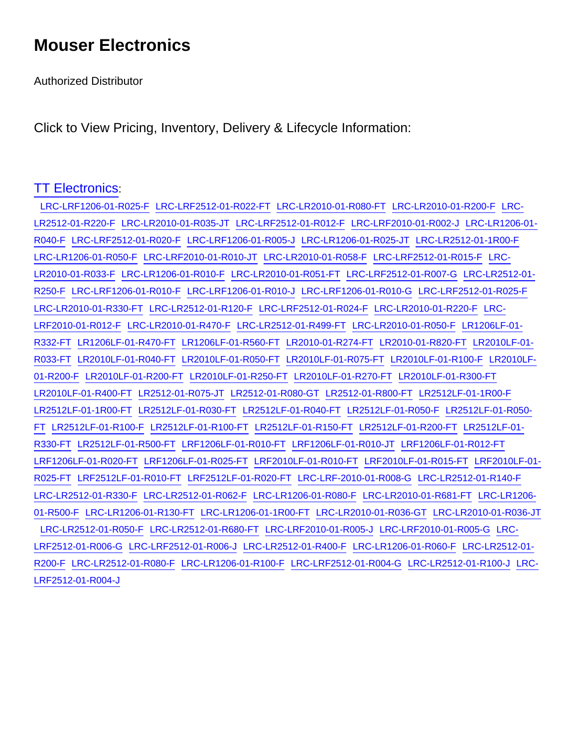# Mouser Electronics

Authorized Distributor

Click to View Pricing, Inventory, Delivery & Lifecycle Information:

TT Electronics:

LRC-LRF1206-01-R025-F LRC-LRF2512-01-R022-FT LRC-LR2010-01-R080-FT LRC-LR2010-01-R200-F LRC-LR2512-01-R220-F LRC-LR2010-01-R035-JT LRC-LRF2512-01-R012-F LRC-LRF2010-01-R002-J LRC-LR1206-01-R040-F LRC-LRF2512-01-R020-F LRC-LRF1206-01-R005-J LRC-LR1206-01-R025-JT LRC-LR2512-01-1R00-F LRC-LR1206-01-R050-F LRC-LRF2010-01-R010-JT LRC-LR2010-01-R058-F LRC-LRF2512-01-R015-F LRC-LR2010-01-R033-F LRC-LR1206-01-R010-F LRC-LR2010-01-R051-FT LRC-LRF2512-01-R007-G LRC-LR2512-01-R250-F LRC-LRF1206-01-R010-F LRC-LRF1206-01-R010-J LRC-LRF1206-01-R010-G LRC-LRF2512-01-R025-F LRC-LR2010-01-R330-FT LRC-LR2512-01-R120-F LRC-LRF2512-01-R024-F LRC-LR2010-01-R220-F LRC-LRF2010-01-R012-F LRC-LR2010-01-R470-F LRC-LR2512-01-R499-FT LRC-LR2010-01-R050-F LR1206LF-01-R332-FT LR1206LF-01-R470-FT LR1206LF-01-R560-FT LR2010-01-R274-FT LR2010-01-R820-FT LR2010LF-01-R033-FT LR2010LF-01-R040-FT LR2010LF-01-R050-FT LR2010LF-01-R075-FT LR2010LF-01-R100-F LR2010LF-01-R200-F LR2010LF-01-R200-FT LR2010LF-01-R250-FT LR2010LF-01-R270-FT LR2010LF-01-R300-FT LR2010LF-01-R400-FT LR2512-01-R075-JT LR2512-01-R080-GT LR2512-01-R800-FT LR2512LF-01-1R00-F LR2512LF-01-1R00-FT LR2512LF-01-R030-FT LR2512LF-01-R040-FT LR2512LF-01-R050-F LR2512LF-01-R050-FT LR2512LF-01-R100-F LR2512LF-01-R100-FT LR2512LF-01-R150-FT LR2512LF-01-R200-FT LR2512LF-01-R330-FT LR2512LF-01-R500-FT LRF1206LF-01-R010-FT LRF1206LF-01-R010-JT LRF1206LF-01-R012-FT LRF1206LF-01-R020-FT LRF1206LF-01-R025-FT LRF2010LF-01-R010-FT LRF2010LF-01-R015-FT LRF2010LF-01-R025-FT LRF2512LF-01-R010-FT LRF2512LF-01-R020-FT LRC-LRF-2010-01-R008-G LRC-LR2512-01-R140-F LRC-LR2512-01-R330-F LRC-LR2512-01-R062-F LRC-LR1206-01-R080-F LRC-LR2010-01-R681-FT LRC-LR1206-01-R500-F LRC-LR1206-01-R130-FT LRC-LR1206-01-1R00-FT LRC-LR2010-01-R036-GT LRC-LR2010-01-R036-JT LRC-LR2512-01-R050-F LRC-LR2512-01-R680-FT LRC-LRF2010-01-R005-J LRC-LRF2010-01-R005-G LRC-LRF2512-01-R006-G LRC-LRF2512-01-R006-J LRC-LR2512-01-R400-F LRC-LR1206-01-R060-F LRC-LR2512-01-R200-F LRC-LR2512-01-R080-F LRC-LR1206-01-R100-F LRC-LRF2512-01-R004-G LRC-LR2512-01-R100-J LRC-LRF2512-01-R004-J